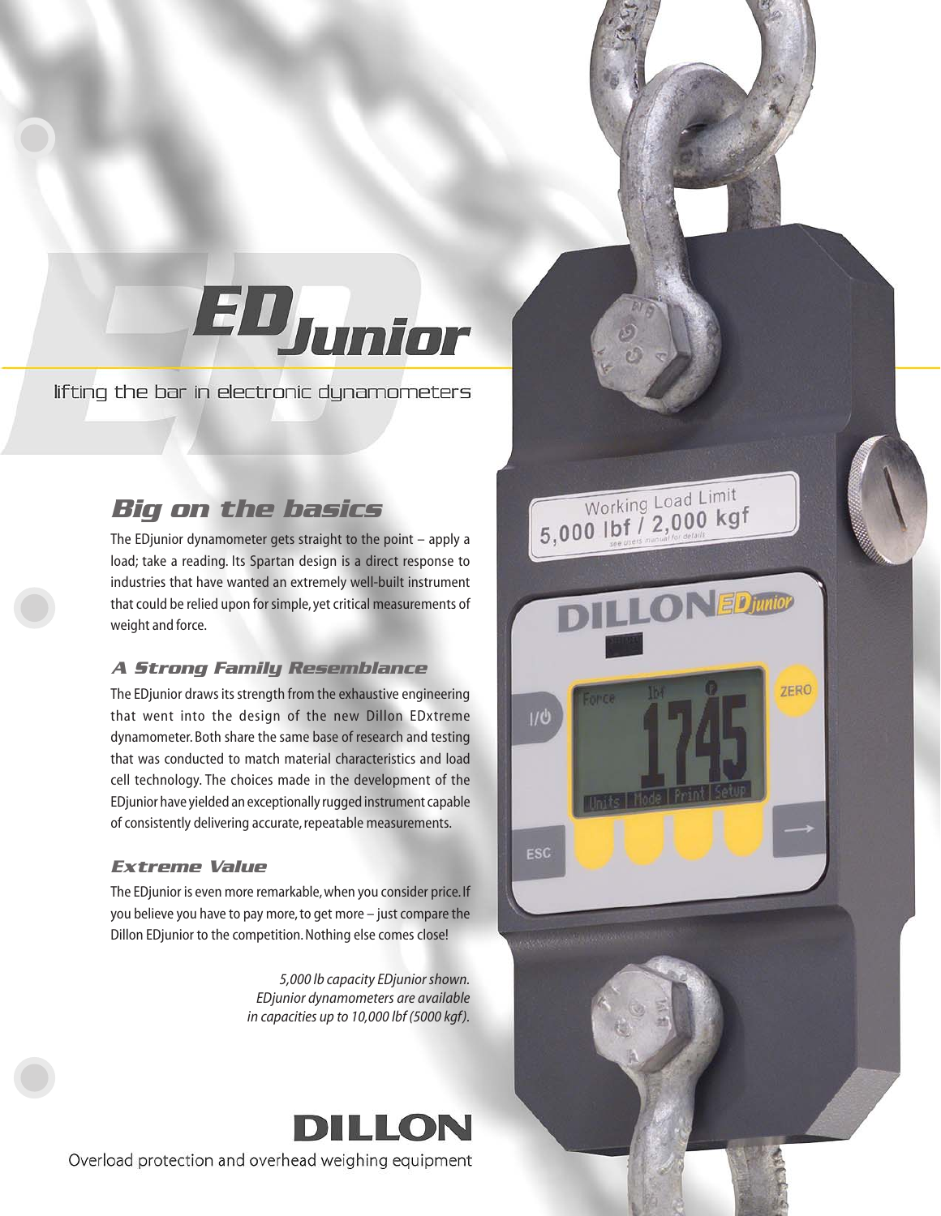# EDJunior

lifting the bar in electronic dynamometers

## Big on the basics

The EDjunior dynamometer gets straight to the point – apply a load; take a reading. Its Spartan design is a direct response to industries that have wanted an extremely well-built instrument that could be relied upon for simple, yet critical measurements of weight and force.

### A Strong Family Resemblance

The EDjunior draws its strength from the exhaustive engineering that went into the design of the new Dillon EDxtreme dynamometer. Both share the same base of research and testing that was conducted to match material characteristics and load cell technology. The choices made in the development of the EDjunior have yielded an exceptionally rugged instrument capable of consistently delivering accurate, repeatable measurements.

### Extreme Value

The EDjunior is even more remarkable, when you consider price. If you believe you have to pay more, to get more – just compare the Dillon EDjunior to the competition. Nothing else comes close!

*5,000 lb capacity EDjunior shown. EDjunior dynamometers are available in capacities up to 10,000 lbf (5000 kgf).*

**DILLON**

Overload protection and overhead weighing equipment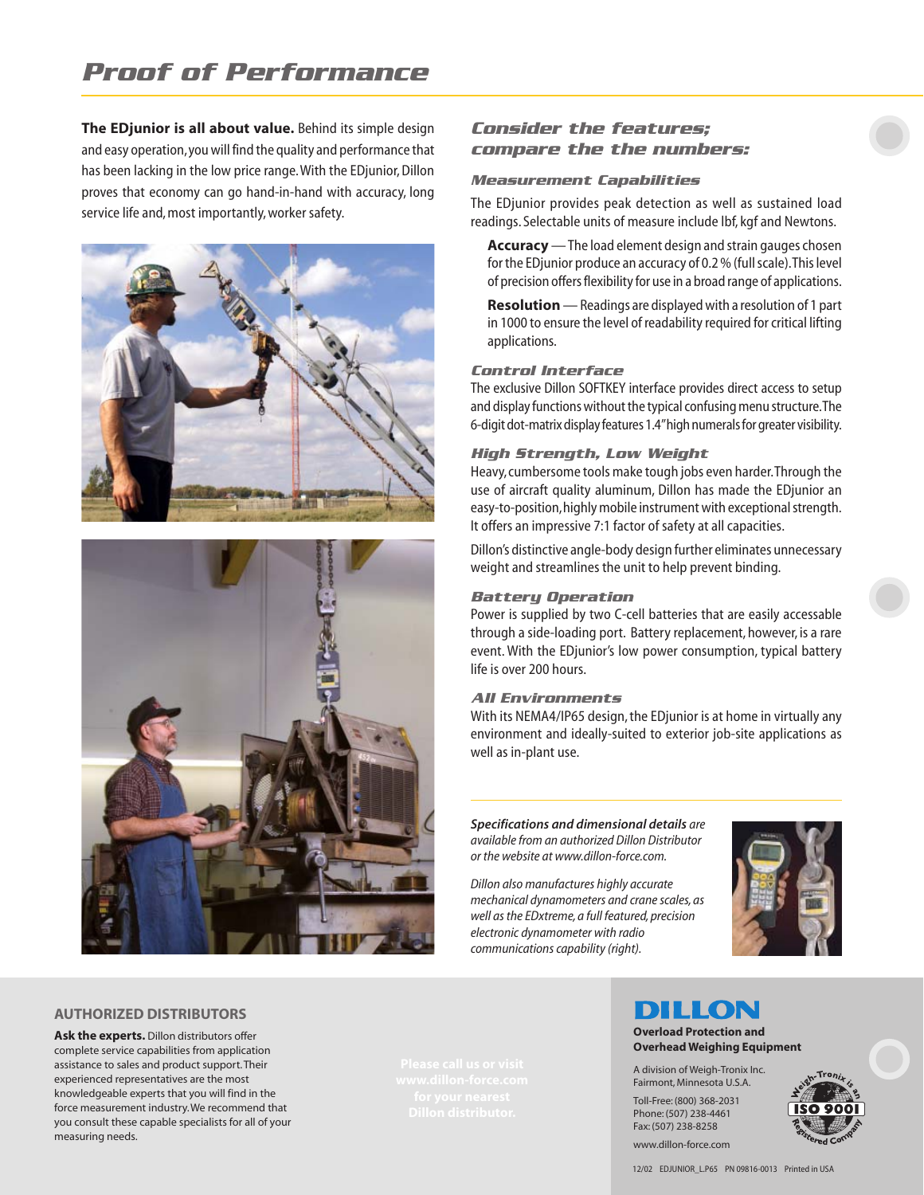# Proof of Performance

**The EDjunior is all about value.** Behind its simple design and easy operation, you will find the quality and performance that has been lacking in the low price range. With the EDjunior, Dillon proves that economy can go hand-in-hand with accuracy, long service life and, most importantly, worker safety.

## Consider the features; compare the the numbers:

### Measurement Capabilities

The EDjunior provides peak detection as well as sustained load readings. Selectable units of measure include lbf, kgf and Newtons.

**Accuracy** — The load element design and strain gauges chosen for the EDjunior produce an accuracy of 0.2 % (full scale). This level of precision offers flexibility for use in a broad range of applications.

**Resolution** — Readings are displayed with a resolution of 1 part in 1000 to ensure the level of readability required for critical lifting applications.

### Control Interface

The exclusive Dillon SOFTKEY interface provides direct access to setup and display functions without the typical confusing menu structure. The 6-digit dot-matrix display features 1.4" high numerals for greater visibility.

### High Strength, Low Weight

Heavy, cumbersome tools make tough jobs even harder. Through the use of aircraft quality aluminum, Dillon has made the EDjunior an easy-to-position, highly mobile instrument with exceptional strength. It offers an impressive 7:1 factor of safety at all capacities.

Dillon's distinctive angle-body design further eliminates unnecessary weight and streamlines the unit to help prevent binding.

### Battery Operation

Power is supplied by two C-cell batteries that are easily accessable through a side-loading port. Battery replacement, however, is a rare event. With the EDjunior's low power consumption, typical battery life is over 200 hours.

### All Environments

With its NEMA4/IP65 design, the EDjunior is at home in virtually any environment and ideally-suited to exterior job-site applications as well as in-plant use.

***Specifications and dimensional details** are available from an authorized Dillon Distributor or the website at www.dillon-force.com.*

*Dillon also manufactures highly accurate mechanical dynamometers and crane scales, as well as the EDxtreme, a full featured, precision electronic dynamometer with radio communications capability (right).*

## AUTHORIZED DISTRIBUTORS

**Ask the experts.** Dillon distributors offer complete service capabilities from application assistance to sales and product support. Their experienced representatives are the most knowledgeable experts that you will find in the force measurement industry. We recommend that you consult these capable specialists for all of your measuring needs.

Please call us or visit www.dillon-force.com for your nearest Dillon distributor.

**DILLON**

**Overload Protection and Overhead Weighing Equipment**

A division of Weigh-Tronix Inc.
Fairmont, Minnesota U.S.A.

Toll-Free: (800) 368-2031
Phone: (507) 238-4461
Fax: (507) 238-8258

www.dillon-force.com

Weigh-Tronix is an ISO 9001 Registered Company

12/02 EDJUNIOR_L.P65 PN 09816-0013 Printed in USA